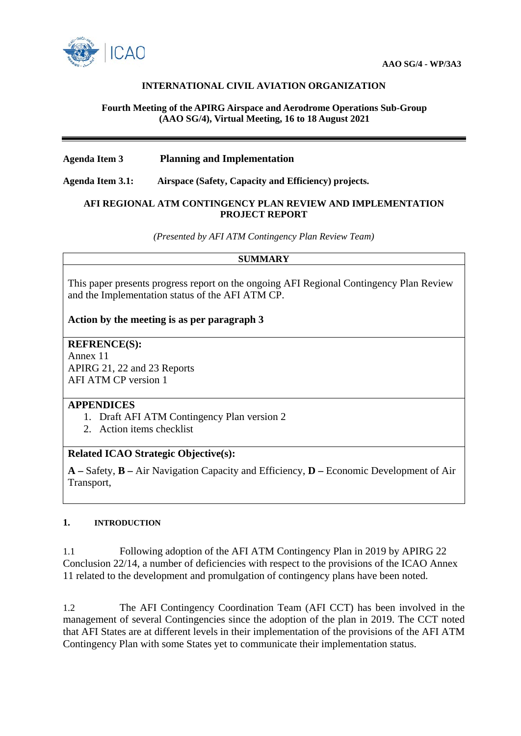**AAO SG/4 - WP/3A3**

**INTERNATIONAL CIVIL AVIATION ORGANIZATION**

**Fourth Meeting of the APIRG Airspace and Aerodrome Operations Sub-Group (AAO SG/4), Virtual Meeting, 16 to 18 August 2021**

---

**Agenda Item 3 Planning and Implementation**

**Agenda Item 3.1: Airspace (Safety, Capacity and Efficiency) projects.**

**AFI REGIONAL ATM CONTINGENCY PLAN REVIEW AND IMPLEMENTATION PROJECT REPORT**

*(Presented by AFI ATM Contingency Plan Review Team)*

| **SUMMARY** |
|---|
| This paper presents progress report on the ongoing AFI Regional Contingency Plan Review and the Implementation status of the AFI ATM CP.<br><br>**Action by the meeting is as per paragraph 3** |
| **REFRENCE(S):**<br>Annex 11<br>APIRG 21, 22 and 23 Reports<br>AFI ATM CP version 1 |
| **APPENDICES**<br>1. Draft AFI ATM Contingency Plan version 2<br>2. Action items checklist |
| **Related ICAO Strategic Objective(s):**<br>**A –** Safety, **B –** Air Navigation Capacity and Efficiency, **D –** Economic Development of Air Transport, |

## 1. INTRODUCTION

1.1 Following adoption of the AFI ATM Contingency Plan in 2019 by APIRG 22 Conclusion 22/14, a number of deficiencies with respect to the provisions of the ICAO Annex 11 related to the development and promulgation of contingency plans have been noted.

1.2 The AFI Contingency Coordination Team (AFI CCT) has been involved in the management of several Contingencies since the adoption of the plan in 2019. The CCT noted that AFI States are at different levels in their implementation of the provisions of the AFI ATM Contingency Plan with some States yet to communicate their implementation status.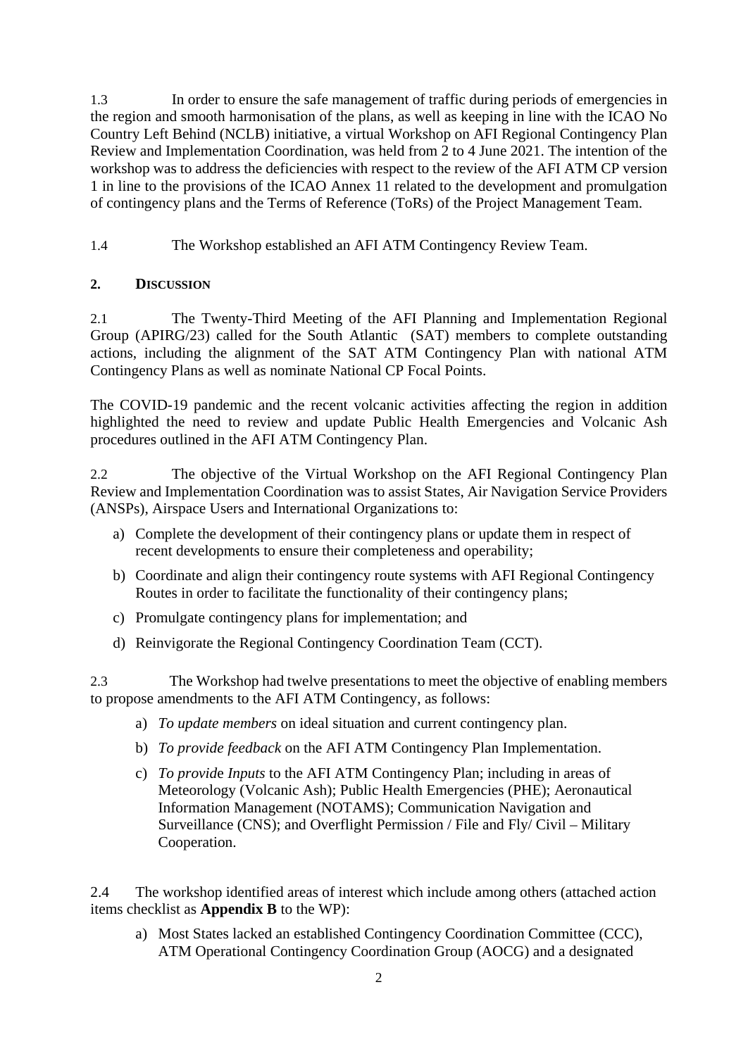1.3 In order to ensure the safe management of traffic during periods of emergencies in the region and smooth harmonisation of the plans, as well as keeping in line with the ICAO No Country Left Behind (NCLB) initiative, a virtual Workshop on AFI Regional Contingency Plan Review and Implementation Coordination, was held from 2 to 4 June 2021. The intention of the workshop was to address the deficiencies with respect to the review of the AFI ATM CP version 1 in line to the provisions of the ICAO Annex 11 related to the development and promulgation of contingency plans and the Terms of Reference (ToRs) of the Project Management Team.

1.4 The Workshop established an AFI ATM Contingency Review Team.

## 2. DISCUSSION

2.1 The Twenty-Third Meeting of the AFI Planning and Implementation Regional Group (APIRG/23) called for the South Atlantic (SAT) members to complete outstanding actions, including the alignment of the SAT ATM Contingency Plan with national ATM Contingency Plans as well as nominate National CP Focal Points.

The COVID-19 pandemic and the recent volcanic activities affecting the region in addition highlighted the need to review and update Public Health Emergencies and Volcanic Ash procedures outlined in the AFI ATM Contingency Plan.

2.2 The objective of the Virtual Workshop on the AFI Regional Contingency Plan Review and Implementation Coordination was to assist States, Air Navigation Service Providers (ANSPs), Airspace Users and International Organizations to:

a) Complete the development of their contingency plans or update them in respect of recent developments to ensure their completeness and operability;

b) Coordinate and align their contingency route systems with AFI Regional Contingency Routes in order to facilitate the functionality of their contingency plans;

c) Promulgate contingency plans for implementation; and

d) Reinvigorate the Regional Contingency Coordination Team (CCT).

2.3 The Workshop had twelve presentations to meet the objective of enabling members to propose amendments to the AFI ATM Contingency, as follows:

a) *To update members* on ideal situation and current contingency plan.

b) *To provide feedback* on the AFI ATM Contingency Plan Implementation.

c) *To provide Inputs* to the AFI ATM Contingency Plan; including in areas of Meteorology (Volcanic Ash); Public Health Emergencies (PHE); Aeronautical Information Management (NOTAMS); Communication Navigation and Surveillance (CNS); and Overflight Permission / File and Fly/ Civil – Military Cooperation.

2.4 The workshop identified areas of interest which include among others (attached action items checklist as **Appendix B** to the WP):

a) Most States lacked an established Contingency Coordination Committee (CCC), ATM Operational Contingency Coordination Group (AOCG) and a designated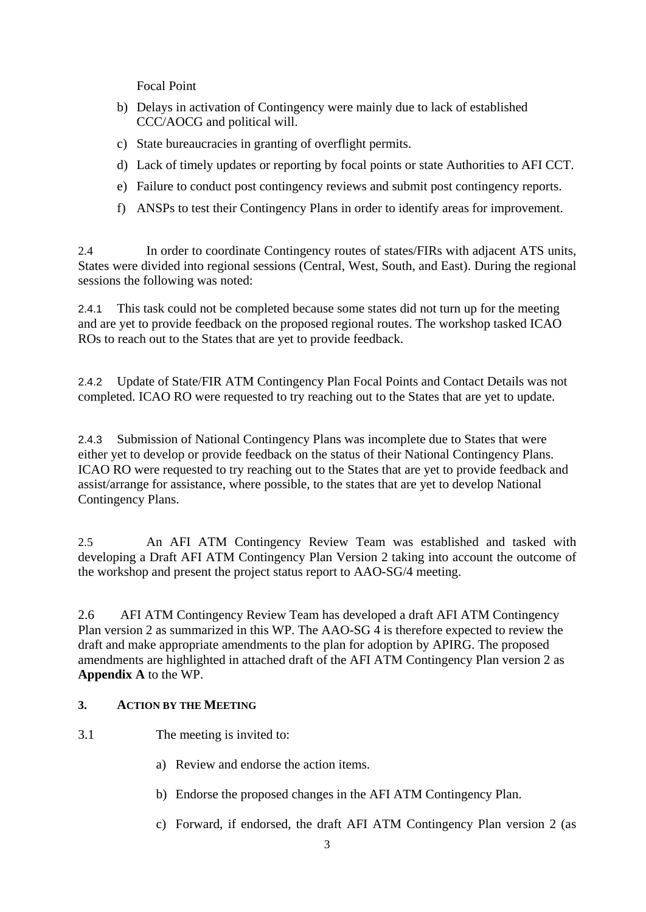Focal Point

b) Delays in activation of Contingency were mainly due to lack of established CCC/AOCG and political will.

c) State bureaucracies in granting of overflight permits.

d) Lack of timely updates or reporting by focal points or state Authorities to AFI CCT.

e) Failure to conduct post contingency reviews and submit post contingency reports.

f) ANSPs to test their Contingency Plans in order to identify areas for improvement.

2.4 In order to coordinate Contingency routes of states/FIRs with adjacent ATS units, States were divided into regional sessions (Central, West, South, and East). During the regional sessions the following was noted:

2.4.1 This task could not be completed because some states did not turn up for the meeting and are yet to provide feedback on the proposed regional routes. The workshop tasked ICAO ROs to reach out to the States that are yet to provide feedback.

2.4.2 Update of State/FIR ATM Contingency Plan Focal Points and Contact Details was not completed. ICAO RO were requested to try reaching out to the States that are yet to update.

2.4.3 Submission of National Contingency Plans was incomplete due to States that were either yet to develop or provide feedback on the status of their National Contingency Plans. ICAO RO were requested to try reaching out to the States that are yet to provide feedback and assist/arrange for assistance, where possible, to the states that are yet to develop National Contingency Plans.

2.5 An AFI ATM Contingency Review Team was established and tasked with developing a Draft AFI ATM Contingency Plan Version 2 taking into account the outcome of the workshop and present the project status report to AAO-SG/4 meeting.

2.6 AFI ATM Contingency Review Team has developed a draft AFI ATM Contingency Plan version 2 as summarized in this WP. The AAO-SG 4 is therefore expected to review the draft and make appropriate amendments to the plan for adoption by APIRG. The proposed amendments are highlighted in attached draft of the AFI ATM Contingency Plan version 2 as **Appendix A** to the WP.

### 3. ACTION BY THE MEETING

3.1 The meeting is invited to:

a) Review and endorse the action items.

b) Endorse the proposed changes in the AFI ATM Contingency Plan.

c) Forward, if endorsed, the draft AFI ATM Contingency Plan version 2 (as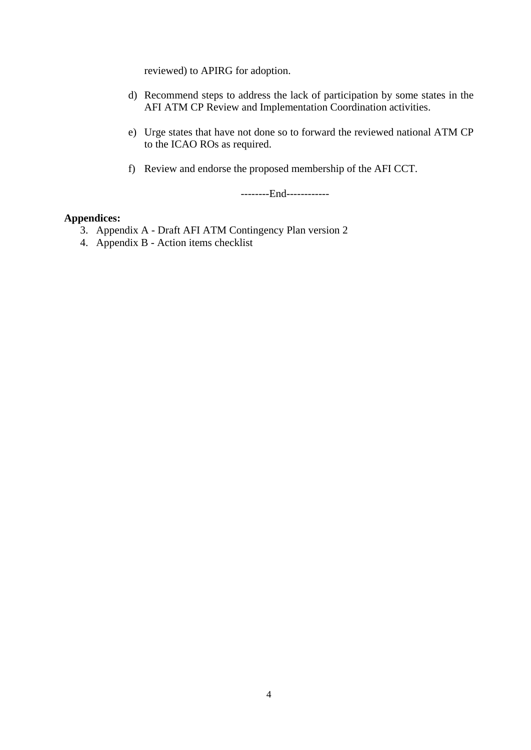reviewed) to APIRG for adoption.

d) Recommend steps to address the lack of participation by some states in the AFI ATM CP Review and Implementation Coordination activities.

e) Urge states that have not done so to forward the reviewed national ATM CP to the ICAO ROs as required.

f) Review and endorse the proposed membership of the AFI CCT.

--------End------------

**Appendices:**

3. Appendix A - Draft AFI ATM Contingency Plan version 2
4. Appendix B - Action items checklist